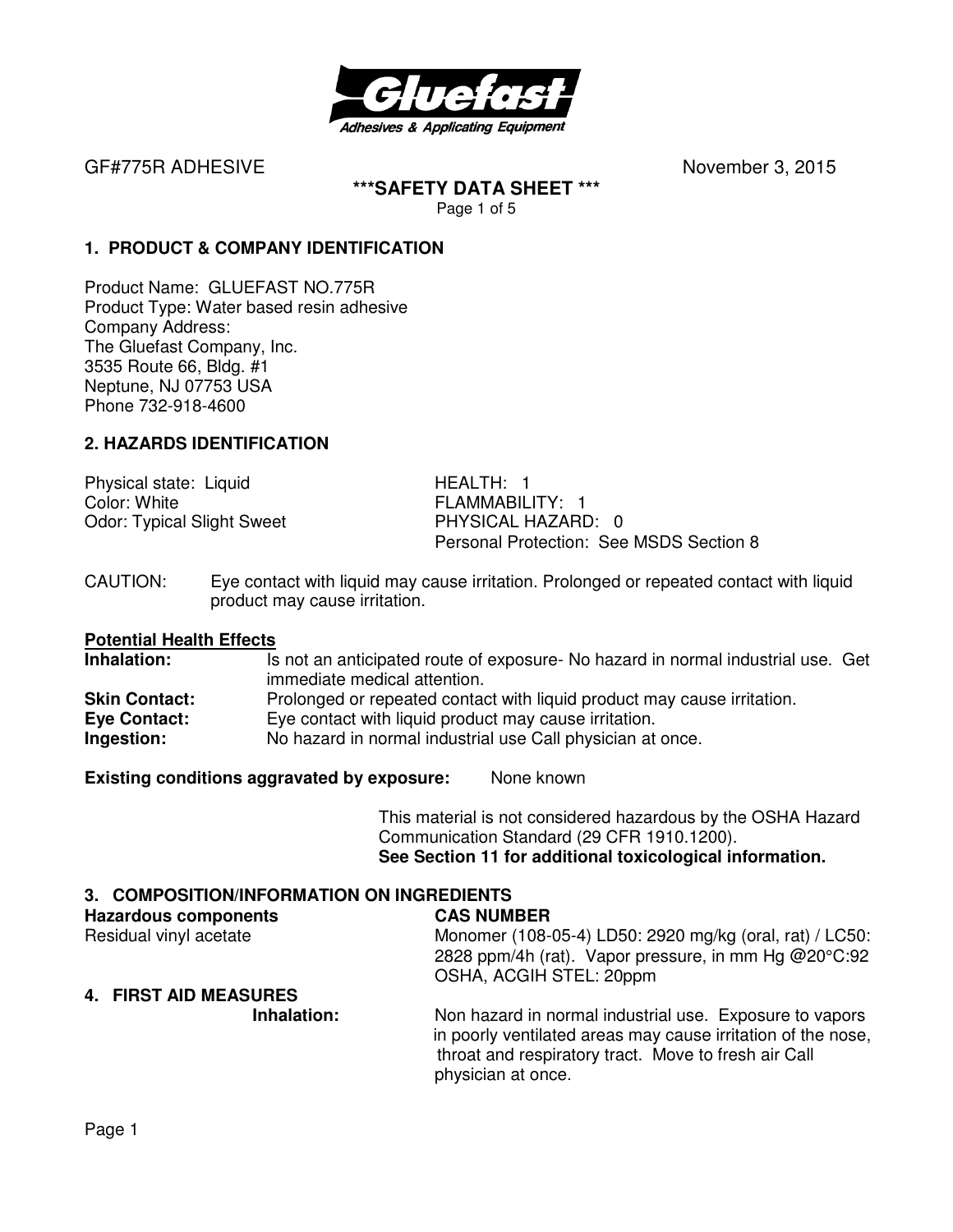GF#775R ADHESIVE November 3, 2015

**\*\*\*SAFETY DATA SHEET \*\*\***

## 1. PRODUCT & COMPANY IDENTIFICATION

Product Name: GLUEFAST NO.775R
Product Type: Water based resin adhesive
Company Address:
The Gluefast Company, Inc.
3535 Route 66, Bldg. #1
Neptune, NJ 07753 USA
Phone 732-918-4600

## 2. HAZARDS IDENTIFICATION

Physical state: Liquid
Color: White
Odor: Typical Slight Sweet

HEALTH: 1
FLAMMABILITY: 1
PHYSICAL HAZARD: 0
Personal Protection: See MSDS Section 8

CAUTION: Eye contact with liquid may cause irritation. Prolonged or repeated contact with liquid product may cause irritation.

**Potential Health Effects**

**Inhalation:** Is not an anticipated route of exposure- No hazard in normal industrial use. Get immediate medical attention.
**Skin Contact:** Prolonged or repeated contact with liquid product may cause irritation.
**Eye Contact:** Eye contact with liquid product may cause irritation.
**Ingestion:** No hazard in normal industrial use Call physician at once.

**Existing conditions aggravated by exposure:** None known

This material is not considered hazardous by the OSHA Hazard Communication Standard (29 CFR 1910.1200).
**See Section 11 for additional toxicological information.**

## 3. COMPOSITION/INFORMATION ON INGREDIENTS

| Hazardous components | CAS NUMBER |
|---|---|
| Residual vinyl acetate | Monomer (108-05-4) LD50: 2920 mg/kg (oral, rat) / LC50: 2828 ppm/4h (rat). Vapor pressure, in mm Hg @20°C:92 OSHA, ACGIH STEL: 20ppm |

## 4. FIRST AID MEASURES

**Inhalation:** Non hazard in normal industrial use. Exposure to vapors in poorly ventilated areas may cause irritation of the nose, throat and respiratory tract. Move to fresh air Call physician at once.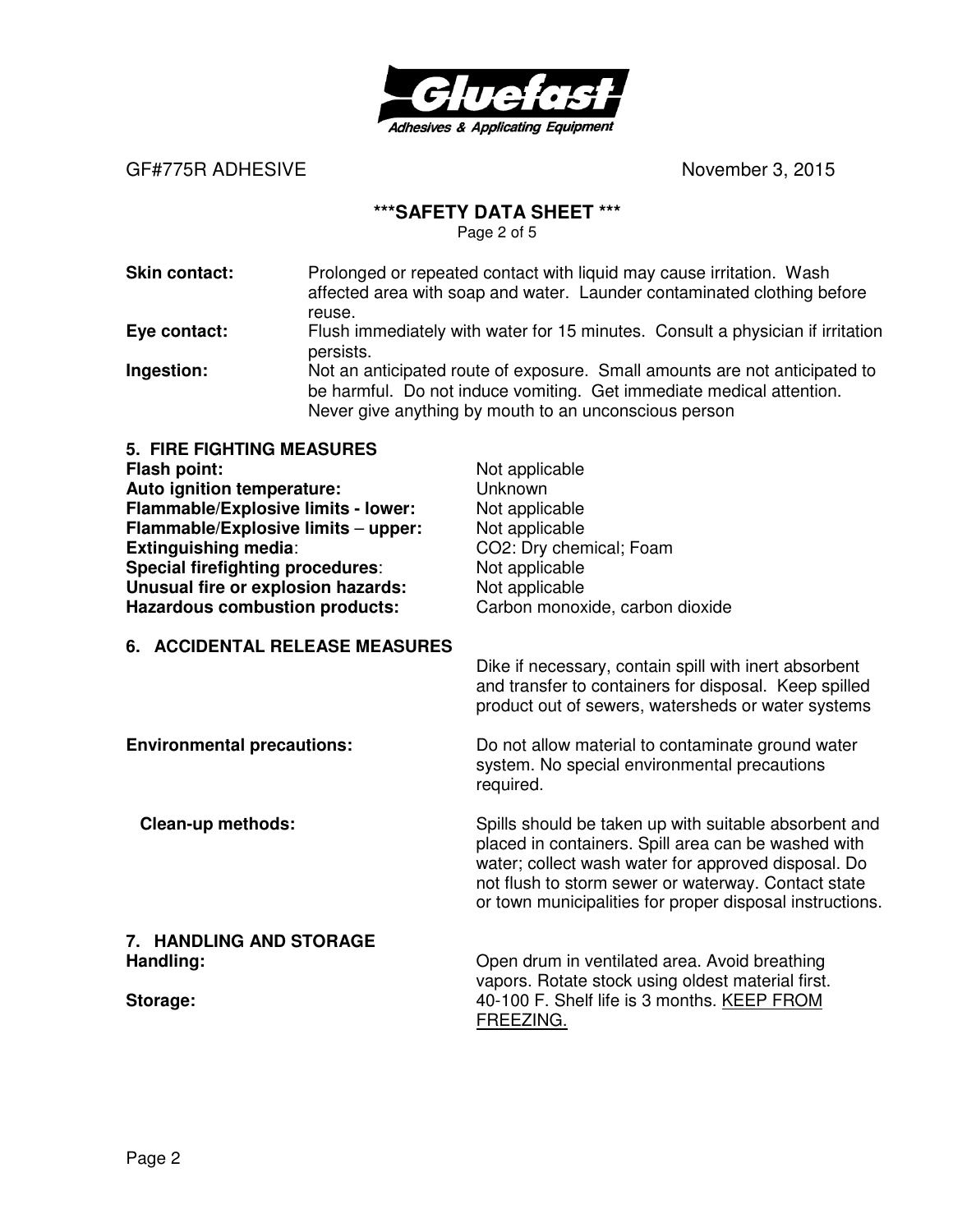GF#775R ADHESIVE November 3, 2015

**\*\*\*SAFETY DATA SHEET \*\*\***

**Skin contact:** Prolonged or repeated contact with liquid may cause irritation. Wash affected area with soap and water. Launder contaminated clothing before reuse.

**Eye contact:** Flush immediately with water for 15 minutes. Consult a physician if irritation persists.

**Ingestion:** Not an anticipated route of exposure. Small amounts are not anticipated to be harmful. Do not induce vomiting. Get immediate medical attention. Never give anything by mouth to an unconscious person

## 5. FIRE FIGHTING MEASURES

**Flash point:** Not applicable
**Auto ignition temperature:** Unknown
**Flammable/Explosive limits - lower:** Not applicable
**Flammable/Explosive limits – upper:** Not applicable
**Extinguishing media**: $CO_2$: Dry chemical; Foam
**Special firefighting procedures**: Not applicable
**Unusual fire or explosion hazards:** Not applicable
**Hazardous combustion products:** Carbon monoxide, carbon dioxide

## 6. ACCIDENTAL RELEASE MEASURES

Dike if necessary, contain spill with inert absorbent and transfer to containers for disposal. Keep spilled product out of sewers, watersheds or water systems

**Environmental precautions:** Do not allow material to contaminate ground water system. No special environmental precautions required.

**Clean-up methods:** Spills should be taken up with suitable absorbent and placed in containers. Spill area can be washed with water; collect wash water for approved disposal. Do not flush to storm sewer or waterway. Contact state or town municipalities for proper disposal instructions.

## 7. HANDLING AND STORAGE

**Handling:** Open drum in ventilated area. Avoid breathing vapors. Rotate stock using oldest material first.

**Storage:** 40-100 F. Shelf life is 3 months. <u>KEEP FROM FREEZING.</u>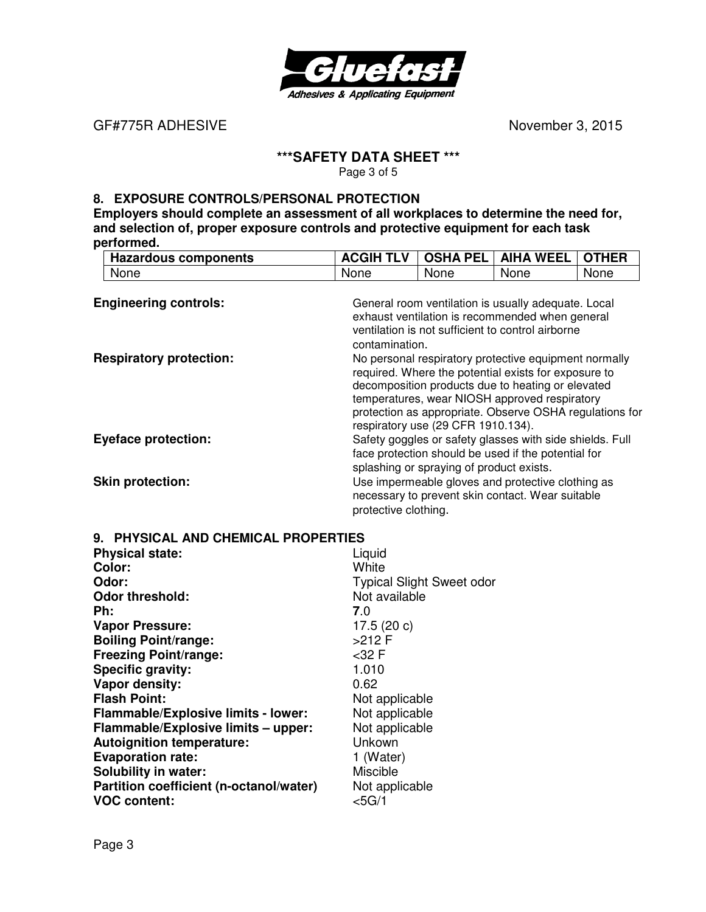## 8. EXPOSURE CONTROLS/PERSONAL PROTECTION

**Employers should complete an assessment of all workplaces to determine the need for, and selection of, proper exposure controls and protective equipment for each task performed.**

| Hazardous components | ACGIH TLV | OSHA PEL | AIHA WEEL | OTHER |
|---|---|---|---|---|
| None | None | None | None | None |

**Engineering controls:** General room ventilation is usually adequate. Local exhaust ventilation is recommended when general ventilation is not sufficient to control airborne contamination.

**Respiratory protection:** No personal respiratory protective equipment normally required. Where the potential exists for exposure to decomposition products due to heating or elevated temperatures, wear NIOSH approved respiratory protection as appropriate. Observe OSHA regulations for respiratory use (29 CFR 1910.134).

**Eyeface protection:** Safety goggles or safety glasses with side shields. Full face protection should be used if the potential for splashing or spraying of product exists.

**Skin protection:** Use impermeable gloves and protective clothing as necessary to prevent skin contact. Wear suitable protective clothing.

## 9. PHYSICAL AND CHEMICAL PROPERTIES

**Physical state:** Liquid
**Color:** White
**Odor:** Typical Slight Sweet odor
**Odor threshold:** Not available
**Ph:** **7**.0
**Vapor Pressure:** 17.5 (20 c)
**Boiling Point/range:** >212 F
**Freezing Point/range:** <32 F
**Specific gravity:** 1.010
**Vapor density:** 0.62
**Flash Point:** Not applicable
**Flammable/Explosive limits - lower:** Not applicable
**Flammable/Explosive limits – upper:** Not applicable
**Autoignition temperature:** Unkown
**Evaporation rate:** 1 (Water)
**Solubility in water:** Miscible
**Partition coefficient (n-octanol/water)** Not applicable
**VOC content:** <5G/1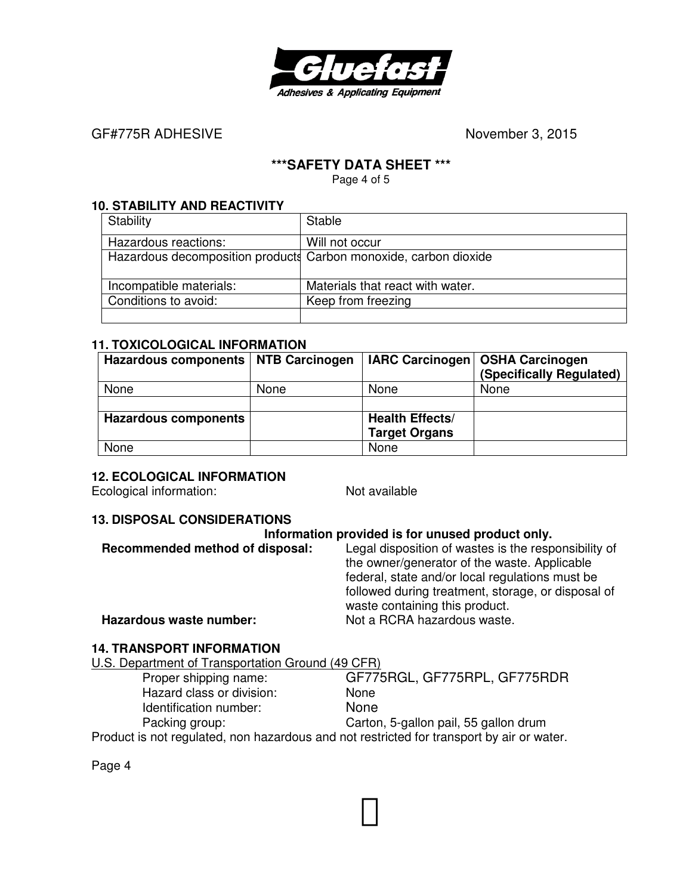GF#775R ADHESIVE November 3, 2015

**\*\*\*SAFETY DATA SHEET \*\*\***

## 10. STABILITY AND REACTIVITY

| Stability | Stable |
|---|---|
| Hazardous reactions: | Will not occur |
| Hazardous decomposition products | Carbon monoxide, carbon dioxide |
| Incompatible materials: | Materials that react with water. |
| Conditions to avoid: | Keep from freezing |
| | |

## 11. TOXICOLOGICAL INFORMATION

| **Hazardous components** | **NTB Carcinogen** | **IARC Carcinogen** | **OSHA Carcinogen (Specifically Regulated)** |
|---|---|---|---|
| None | None | None | None |
| | | | |
| **Hazardous components** | | **Health Effects/ Target Organs** | |
| None | | None | |

## 12. ECOLOGICAL INFORMATION

Ecological information: Not available

## 13. DISPOSAL CONSIDERATIONS

**Information provided is for unused product only.**

**Recommended method of disposal:** Legal disposition of wastes is the responsibility of the owner/generator of the waste. Applicable federal, state and/or local regulations must be followed during treatment, storage, or disposal of waste containing this product.

**Hazardous waste number:** Not a RCRA hazardous waste.

## 14. TRANSPORT INFORMATION

U.S. Department of Transportation Ground (49 CFR)

Proper shipping name: GF775RGL, GF775RPL, GF775RDR
Hazard class or division: None
Identification number: None
Packing group: Carton, 5-gallon pail, 55 gallon drum

Product is not regulated, non hazardous and not restricted for transport by air or water.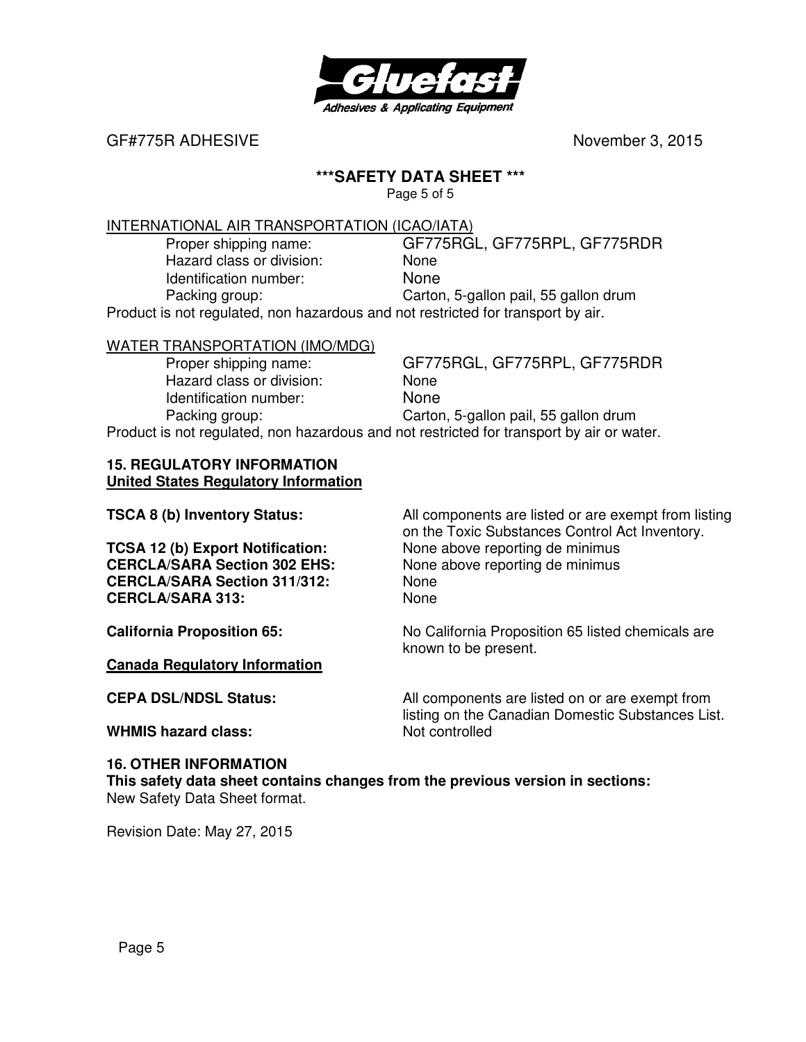INTERNATIONAL AIR TRANSPORTATION (ICAO/IATA)

| | |
|---|---|
| Proper shipping name: | GF775RGL, GF775RPL, GF775RDR |
| Hazard class or division: | None |
| Identification number: | None |
| Packing group: | Carton, 5-gallon pail, 55 gallon drum |

Product is not regulated, non hazardous and not restricted for transport by air.

WATER TRANSPORTATION (IMO/MDG)

| | |
|---|---|
| Proper shipping name: | GF775RGL, GF775RPL, GF775RDR |
| Hazard class or division: | None |
| Identification number: | None |
| Packing group: | Carton, 5-gallon pail, 55 gallon drum |

Product is not regulated, non hazardous and not restricted for transport by air or water.

## 15. REGULATORY INFORMATION

### United States Regulatory Information

**TSCA 8 (b) Inventory Status:** All components are listed or are exempt from listing on the Toxic Substances Control Act Inventory.

**TCSA 12 (b) Export Notification:** None above reporting de minimus

**CERCLA/SARA Section 302 EHS:** None above reporting de minimus

**CERCLA/SARA Section 311/312:** None

**CERCLA/SARA 313:** None

**California Proposition 65:** No California Proposition 65 listed chemicals are known to be present.

### Canada Regulatory Information

**CEPA DSL/NDSL Status:** All components are listed on or are exempt from listing on the Canadian Domestic Substances List.

**WHMIS hazard class:** Not controlled

## 16. OTHER INFORMATION

**This safety data sheet contains changes from the previous version in sections:**
New Safety Data Sheet format.

Revision Date: May 27, 2015